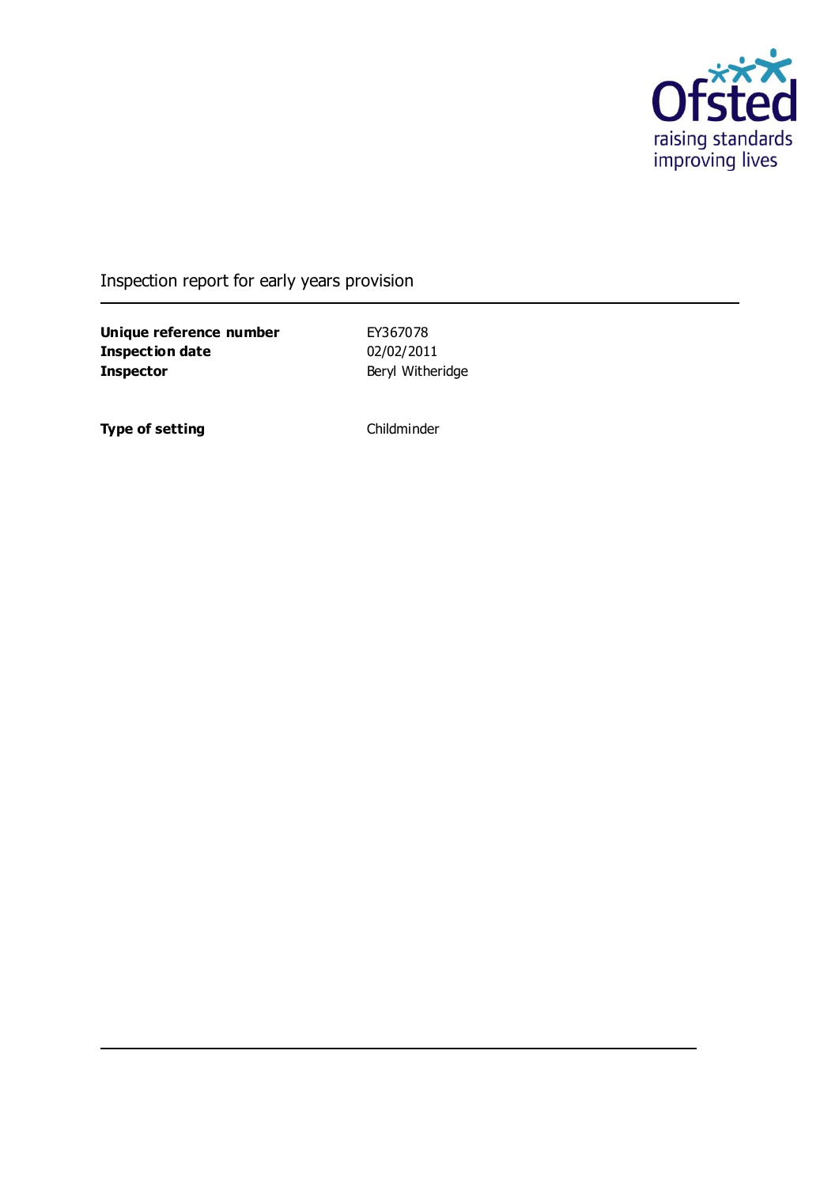Inspection report for early years provision

| | |
|---|---|
| **Unique reference number** | EY367078 |
| **Inspection date** | 02/02/2011 |
| **Inspector** | Beryl Witheridge |

| | |
|---|---|
| **Type of setting** | Childminder |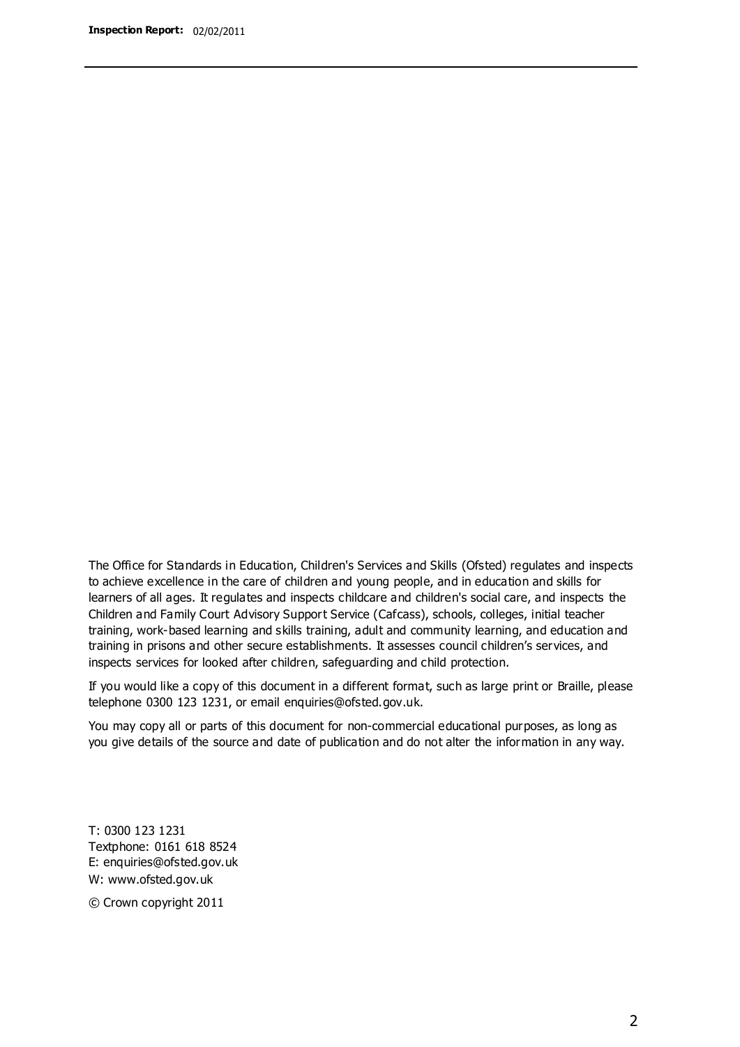The Office for Standards in Education, Children's Services and Skills (Ofsted) regulates and inspects to achieve excellence in the care of children and young people, and in education and skills for learners of all ages. It regulates and inspects childcare and children's social care, and inspects the Children and Family Court Advisory Support Service (Cafcass), schools, colleges, initial teacher training, work-based learning and skills training, adult and community learning, and education and training in prisons and other secure establishments. It assesses council children's services, and inspects services for looked after children, safeguarding and child protection.

If you would like a copy of this document in a different format, such as large print or Braille, please telephone 0300 123 1231, or email enquiries@ofsted.gov.uk.

You may copy all or parts of this document for non-commercial educational purposes, as long as you give details of the source and date of publication and do not alter the information in any way.

T: 0300 123 1231
Textphone: 0161 618 8524
E: enquiries@ofsted.gov.uk
W: www.ofsted.gov.uk

© Crown copyright 2011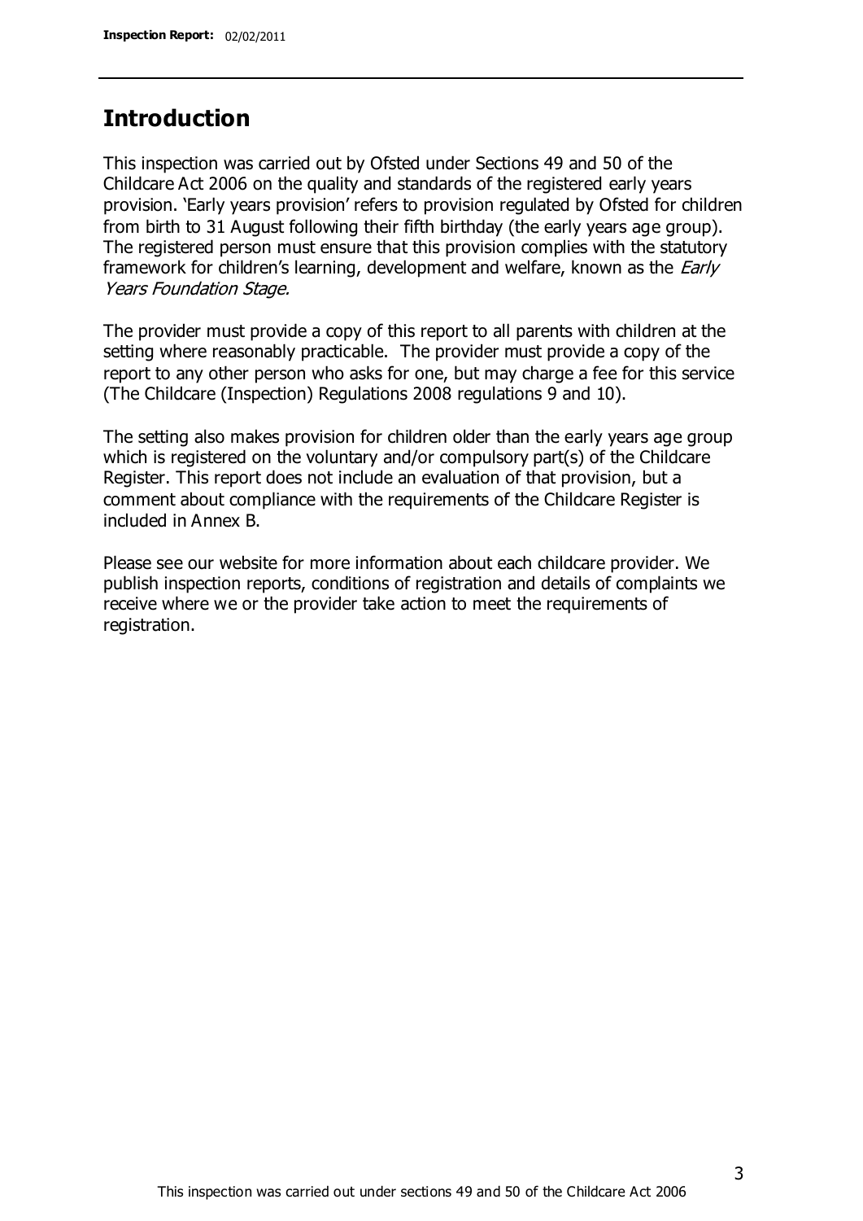## Introduction

This inspection was carried out by Ofsted under Sections 49 and 50 of the Childcare Act 2006 on the quality and standards of the registered early years provision. 'Early years provision' refers to provision regulated by Ofsted for children from birth to 31 August following their fifth birthday (the early years age group). The registered person must ensure that this provision complies with the statutory framework for children's learning, development and welfare, known as the *Early Years Foundation Stage.*

The provider must provide a copy of this report to all parents with children at the setting where reasonably practicable. The provider must provide a copy of the report to any other person who asks for one, but may charge a fee for this service (The Childcare (Inspection) Regulations 2008 regulations 9 and 10).

The setting also makes provision for children older than the early years age group which is registered on the voluntary and/or compulsory part(s) of the Childcare Register. This report does not include an evaluation of that provision, but a comment about compliance with the requirements of the Childcare Register is included in Annex B.

Please see our website for more information about each childcare provider. We publish inspection reports, conditions of registration and details of complaints we receive where we or the provider take action to meet the requirements of registration.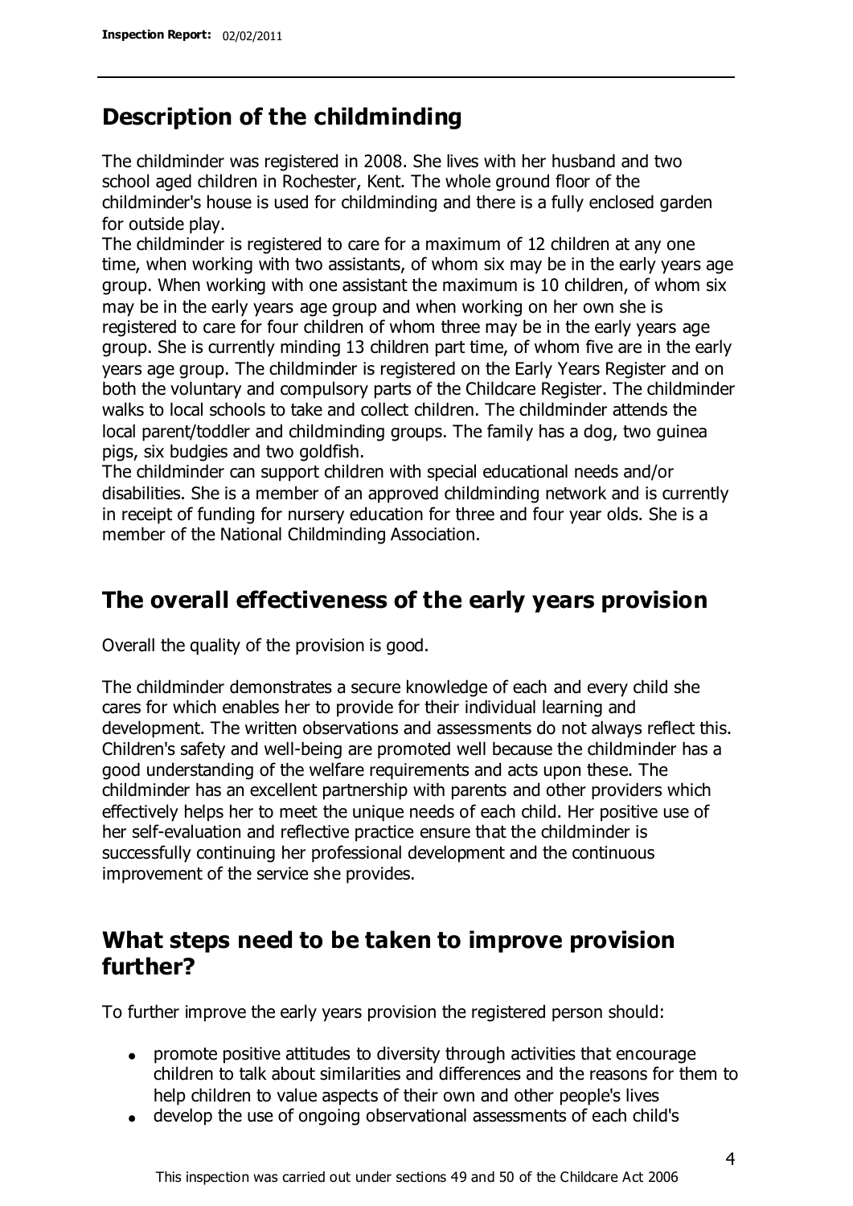## Description of the childminding

The childminder was registered in 2008. She lives with her husband and two school aged children in Rochester, Kent. The whole ground floor of the childminder's house is used for childminding and there is a fully enclosed garden for outside play.

The childminder is registered to care for a maximum of 12 children at any one time, when working with two assistants, of whom six may be in the early years age group. When working with one assistant the maximum is 10 children, of whom six may be in the early years age group and when working on her own she is registered to care for four children of whom three may be in the early years age group. She is currently minding 13 children part time, of whom five are in the early years age group. The childminder is registered on the Early Years Register and on both the voluntary and compulsory parts of the Childcare Register. The childminder walks to local schools to take and collect children. The childminder attends the local parent/toddler and childminding groups. The family has a dog, two guinea pigs, six budgies and two goldfish.

The childminder can support children with special educational needs and/or disabilities. She is a member of an approved childminding network and is currently in receipt of funding for nursery education for three and four year olds. She is a member of the National Childminding Association.

## The overall effectiveness of the early years provision

Overall the quality of the provision is good.

The childminder demonstrates a secure knowledge of each and every child she cares for which enables her to provide for their individual learning and development. The written observations and assessments do not always reflect this. Children's safety and well-being are promoted well because the childminder has a good understanding of the welfare requirements and acts upon these. The childminder has an excellent partnership with parents and other providers which effectively helps her to meet the unique needs of each child. Her positive use of her self-evaluation and reflective practice ensure that the childminder is successfully continuing her professional development and the continuous improvement of the service she provides.

## What steps need to be taken to improve provision further?

To further improve the early years provision the registered person should:

- promote positive attitudes to diversity through activities that encourage children to talk about similarities and differences and the reasons for them to help children to value aspects of their own and other people's lives
- develop the use of ongoing observational assessments of each child's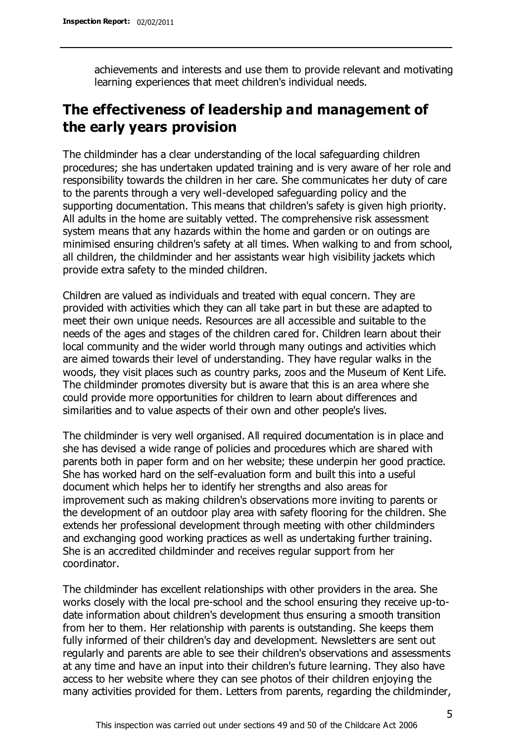achievements and interests and use them to provide relevant and motivating learning experiences that meet children's individual needs.

## The effectiveness of leadership and management of the early years provision

The childminder has a clear understanding of the local safeguarding children procedures; she has undertaken updated training and is very aware of her role and responsibility towards the children in her care. She communicates her duty of care to the parents through a very well-developed safeguarding policy and the supporting documentation. This means that children's safety is given high priority. All adults in the home are suitably vetted. The comprehensive risk assessment system means that any hazards within the home and garden or on outings are minimised ensuring children's safety at all times. When walking to and from school, all children, the childminder and her assistants wear high visibility jackets which provide extra safety to the minded children.

Children are valued as individuals and treated with equal concern. They are provided with activities which they can all take part in but these are adapted to meet their own unique needs. Resources are all accessible and suitable to the needs of the ages and stages of the children cared for. Children learn about their local community and the wider world through many outings and activities which are aimed towards their level of understanding. They have regular walks in the woods, they visit places such as country parks, zoos and the Museum of Kent Life. The childminder promotes diversity but is aware that this is an area where she could provide more opportunities for children to learn about differences and similarities and to value aspects of their own and other people's lives.

The childminder is very well organised. All required documentation is in place and she has devised a wide range of policies and procedures which are shared with parents both in paper form and on her website; these underpin her good practice. She has worked hard on the self-evaluation form and built this into a useful document which helps her to identify her strengths and also areas for improvement such as making children's observations more inviting to parents or the development of an outdoor play area with safety flooring for the children. She extends her professional development through meeting with other childminders and exchanging good working practices as well as undertaking further training. She is an accredited childminder and receives regular support from her coordinator.

The childminder has excellent relationships with other providers in the area. She works closely with the local pre-school and the school ensuring they receive up-to-date information about children's development thus ensuring a smooth transition from her to them. Her relationship with parents is outstanding. She keeps them fully informed of their children's day and development. Newsletters are sent out regularly and parents are able to see their children's observations and assessments at any time and have an input into their children's future learning. They also have access to her website where they can see photos of their children enjoying the many activities provided for them. Letters from parents, regarding the childminder,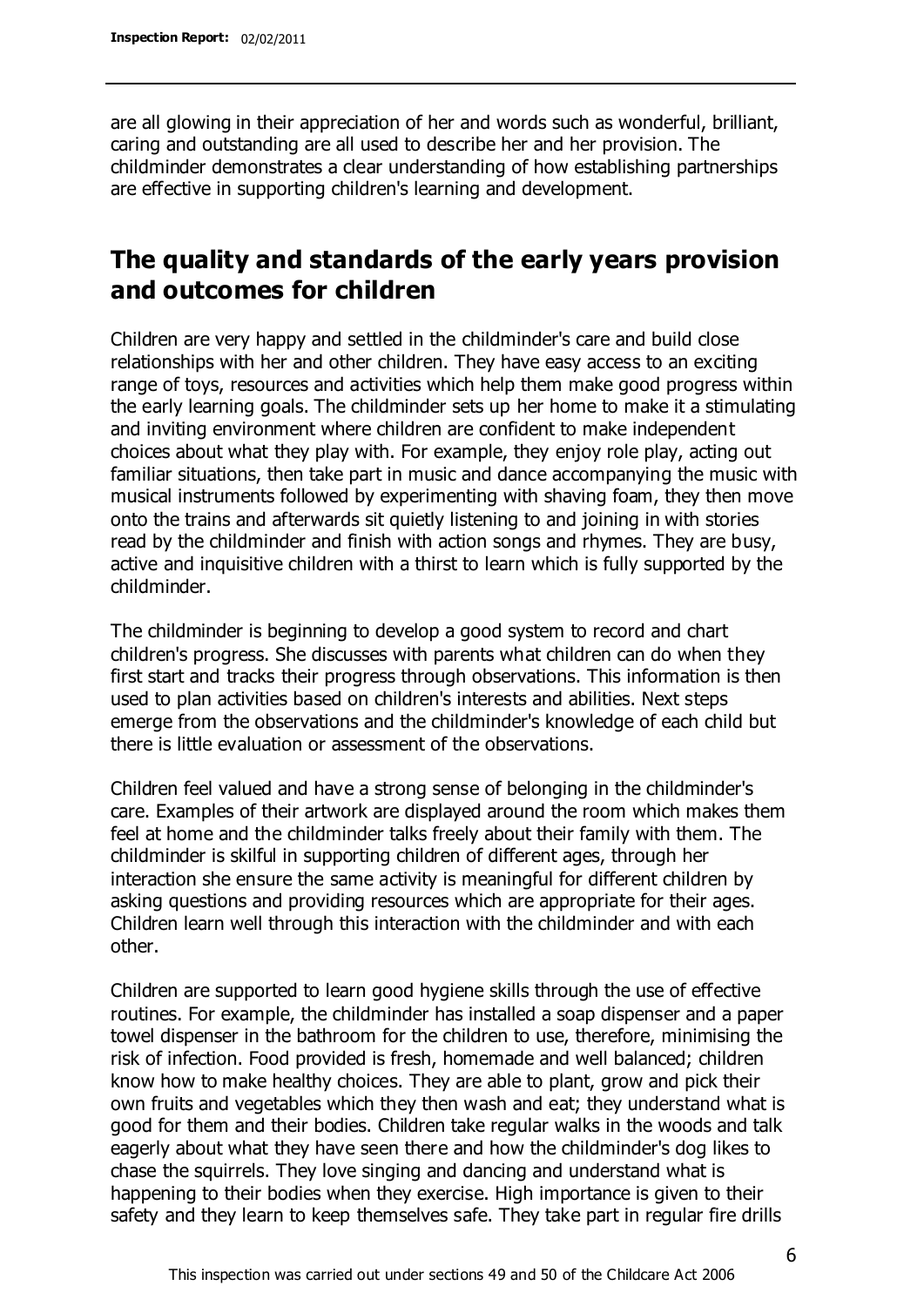are all glowing in their appreciation of her and words such as wonderful, brilliant, caring and outstanding are all used to describe her and her provision. The childminder demonstrates a clear understanding of how establishing partnerships are effective in supporting children's learning and development.

## The quality and standards of the early years provision and outcomes for children

Children are very happy and settled in the childminder's care and build close relationships with her and other children. They have easy access to an exciting range of toys, resources and activities which help them make good progress within the early learning goals. The childminder sets up her home to make it a stimulating and inviting environment where children are confident to make independent choices about what they play with. For example, they enjoy role play, acting out familiar situations, then take part in music and dance accompanying the music with musical instruments followed by experimenting with shaving foam, they then move onto the trains and afterwards sit quietly listening to and joining in with stories read by the childminder and finish with action songs and rhymes. They are busy, active and inquisitive children with a thirst to learn which is fully supported by the childminder.

The childminder is beginning to develop a good system to record and chart children's progress. She discusses with parents what children can do when they first start and tracks their progress through observations. This information is then used to plan activities based on children's interests and abilities. Next steps emerge from the observations and the childminder's knowledge of each child but there is little evaluation or assessment of the observations.

Children feel valued and have a strong sense of belonging in the childminder's care. Examples of their artwork are displayed around the room which makes them feel at home and the childminder talks freely about their family with them. The childminder is skilful in supporting children of different ages, through her interaction she ensure the same activity is meaningful for different children by asking questions and providing resources which are appropriate for their ages. Children learn well through this interaction with the childminder and with each other.

Children are supported to learn good hygiene skills through the use of effective routines. For example, the childminder has installed a soap dispenser and a paper towel dispenser in the bathroom for the children to use, therefore, minimising the risk of infection. Food provided is fresh, homemade and well balanced; children know how to make healthy choices. They are able to plant, grow and pick their own fruits and vegetables which they then wash and eat; they understand what is good for them and their bodies. Children take regular walks in the woods and talk eagerly about what they have seen there and how the childminder's dog likes to chase the squirrels. They love singing and dancing and understand what is happening to their bodies when they exercise. High importance is given to their safety and they learn to keep themselves safe. They take part in regular fire drills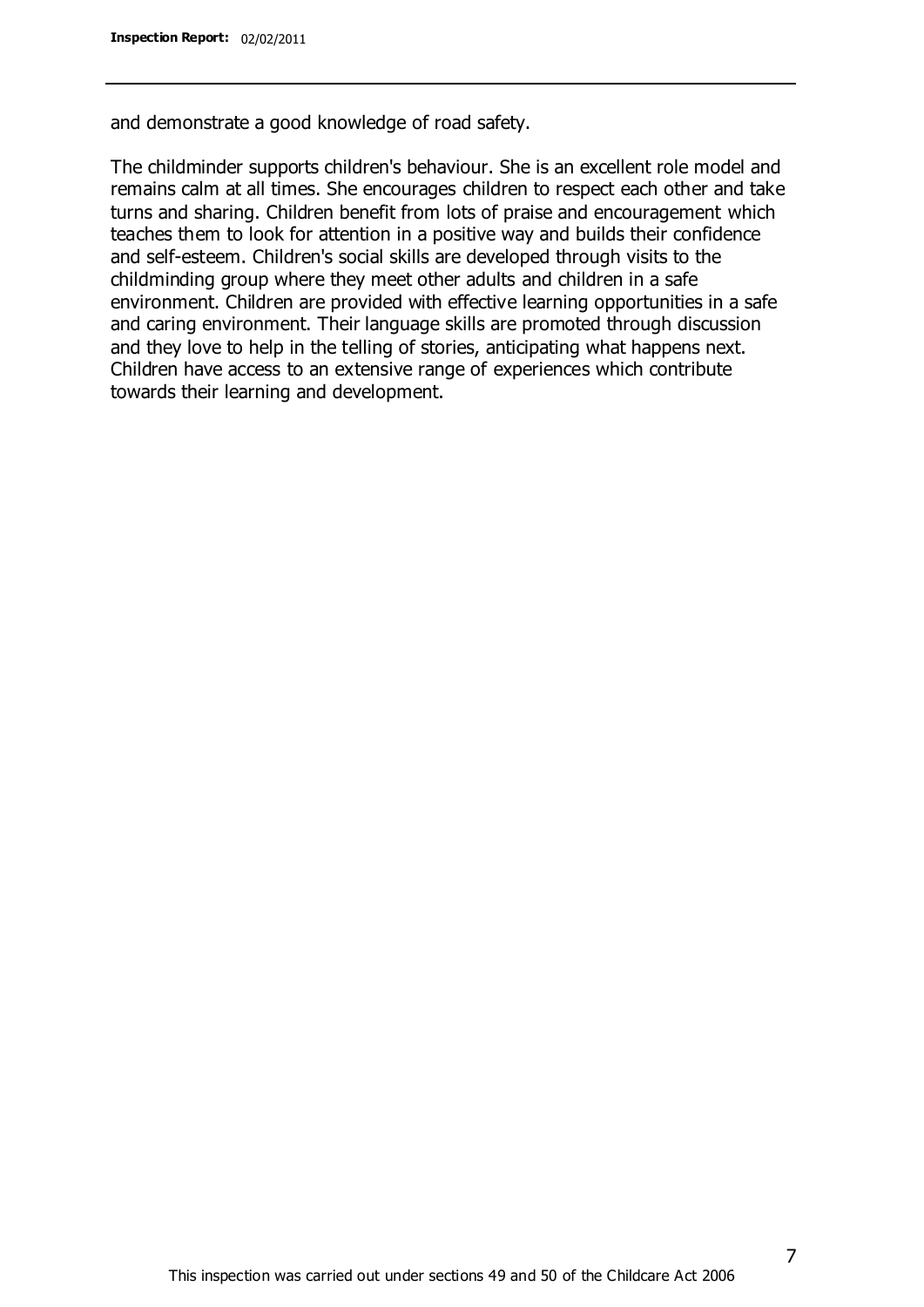and demonstrate a good knowledge of road safety.

The childminder supports children's behaviour. She is an excellent role model and remains calm at all times. She encourages children to respect each other and take turns and sharing. Children benefit from lots of praise and encouragement which teaches them to look for attention in a positive way and builds their confidence and self-esteem. Children's social skills are developed through visits to the childminding group where they meet other adults and children in a safe environment. Children are provided with effective learning opportunities in a safe and caring environment. Their language skills are promoted through discussion and they love to help in the telling of stories, anticipating what happens next. Children have access to an extensive range of experiences which contribute towards their learning and development.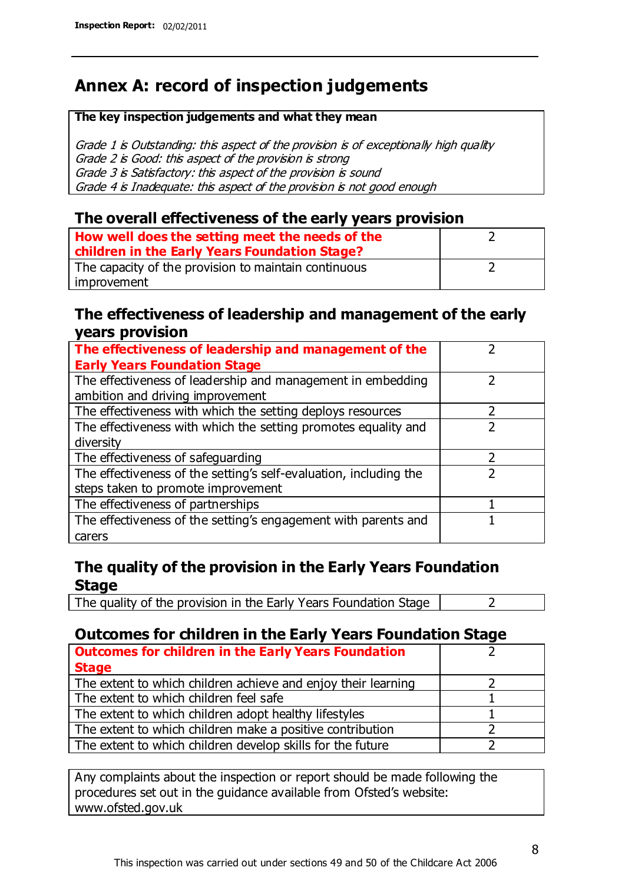# Annex A: record of inspection judgements

**The key inspection judgements and what they mean**

*Grade 1 is Outstanding: this aspect of the provision is of exceptionally high quality*
*Grade 2 is Good: this aspect of the provision is strong*
*Grade 3 is Satisfactory: this aspect of the provision is sound*
*Grade 4 is Inadequate: this aspect of the provision is not good enough*

## The overall effectiveness of the early years provision

| | |
|---|---|
| **How well does the setting meet the needs of the children in the Early Years Foundation Stage?** | 2 |
| The capacity of the provision to maintain continuous improvement | 2 |

## The effectiveness of leadership and management of the early years provision

| | |
|---|---|
| **The effectiveness of leadership and management of the Early Years Foundation Stage** | 2 |
| The effectiveness of leadership and management in embedding ambition and driving improvement | 2 |
| The effectiveness with which the setting deploys resources | 2 |
| The effectiveness with which the setting promotes equality and diversity | 2 |
| The effectiveness of safeguarding | 2 |
| The effectiveness of the setting's self-evaluation, including the steps taken to promote improvement | 2 |
| The effectiveness of partnerships | 1 |
| The effectiveness of the setting's engagement with parents and carers | 1 |

## The quality of the provision in the Early Years Foundation Stage

| | |
|---|---|
| The quality of the provision in the Early Years Foundation Stage | 2 |

## Outcomes for children in the Early Years Foundation Stage

| | |
|---|---|
| **Outcomes for children in the Early Years Foundation Stage** | 2 |
| The extent to which children achieve and enjoy their learning | 2 |
| The extent to which children feel safe | 1 |
| The extent to which children adopt healthy lifestyles | 1 |
| The extent to which children make a positive contribution | 2 |
| The extent to which children develop skills for the future | 2 |

Any complaints about the inspection or report should be made following the procedures set out in the guidance available from Ofsted's website: www.ofsted.gov.uk

This inspection was carried out under sections 49 and 50 of the Childcare Act 2006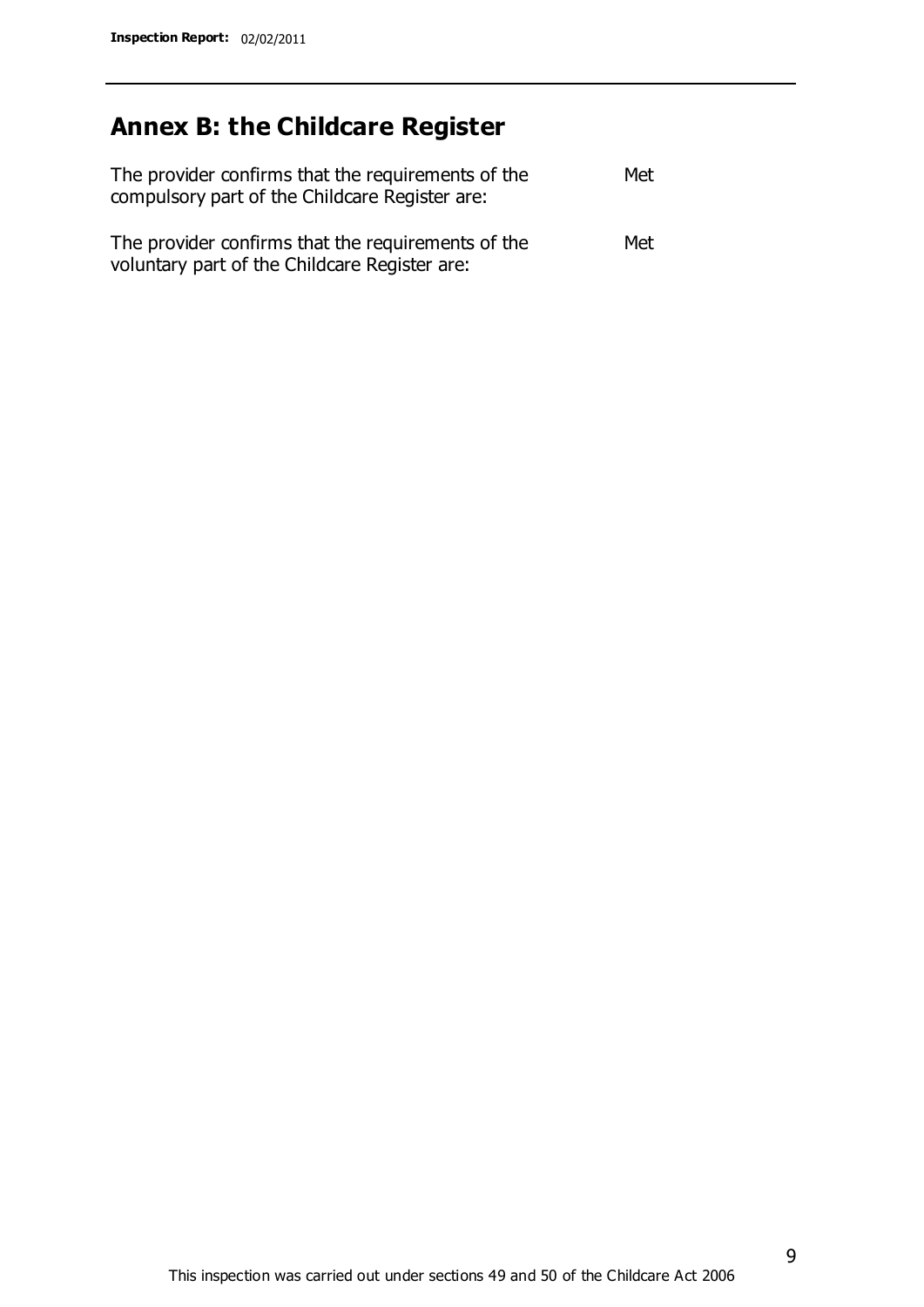## Annex B: the Childcare Register

| | |
|---|---|
| The provider confirms that the requirements of the compulsory part of the Childcare Register are: | Met |
| The provider confirms that the requirements of the voluntary part of the Childcare Register are: | Met |